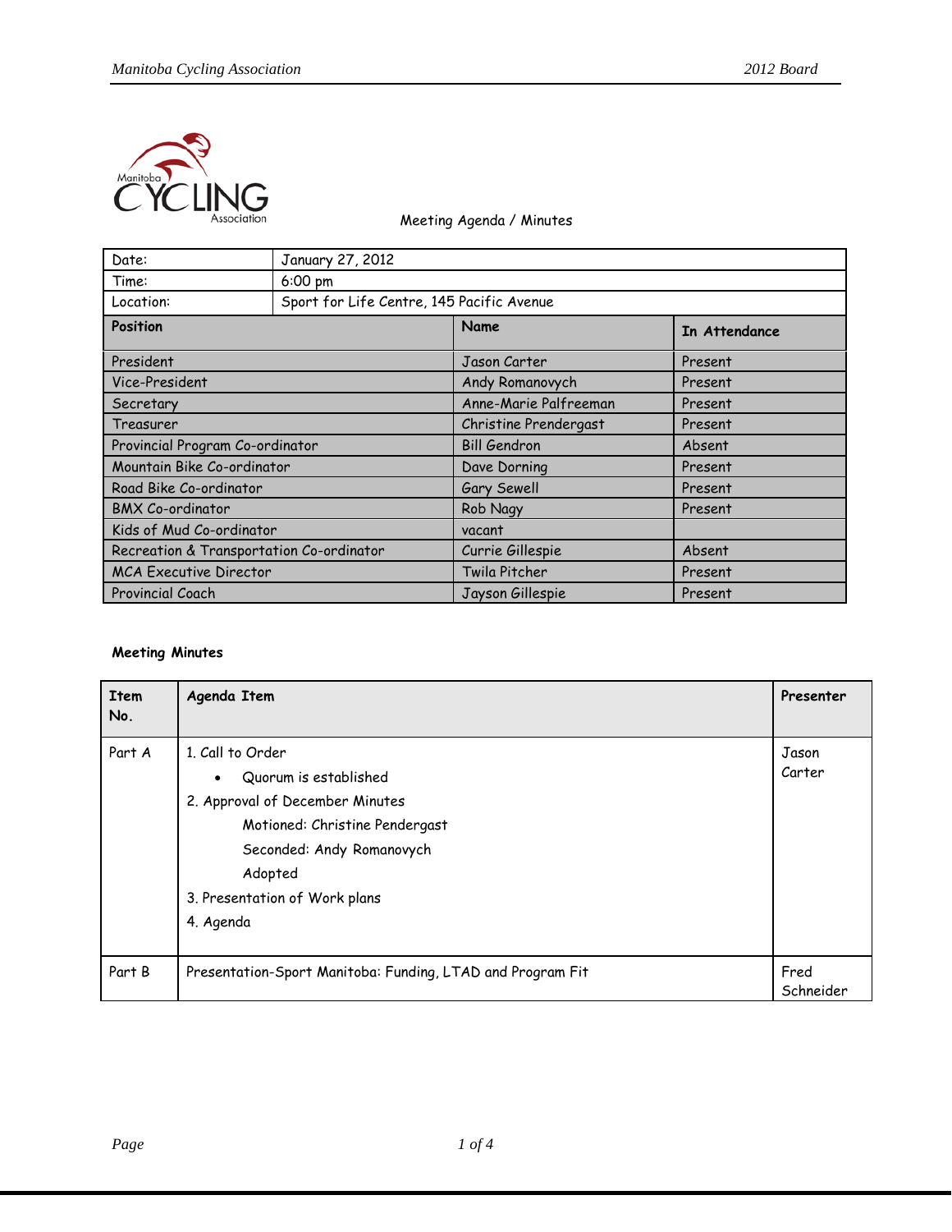Meeting Agenda / Minutes

| Date: | January 27, 2012 | |
|---|---|---|
| Time: | 6:00 pm | |
| Location: | Sport for Life Centre, 145 Pacific Avenue | |

| **Position** | **Name** | **In Attendance** |
|---|---|---|
| President | Jason Carter | Present |
| Vice-President | Andy Romanovych | Present |
| Secretary | Anne-Marie Palfreeman | Present |
| Treasurer | Christine Prendergast | Present |
| Provincial Program Co-ordinator | Bill Gendron | Absent |
| Mountain Bike Co-ordinator | Dave Dorning | Present |
| Road Bike Co-ordinator | Gary Sewell | Present |
| BMX Co-ordinator | Rob Nagy | Present |
| Kids of Mud Co-ordinator | vacant | |
| Recreation & Transportation Co-ordinator | Currie Gillespie | Absent |
| MCA Executive Director | Twila Pitcher | Present |
| Provincial Coach | Jayson Gillespie | Present |

**Meeting Minutes**

| **Item No.** | **Agenda Item** | **Presenter** |
|---|---|---|
| Part A | 1. Call to Order<br>• Quorum is established<br>2. Approval of December Minutes<br>Motioned: Christine Pendergast<br>Seconded: Andy Romanovych<br>Adopted<br>3. Presentation of Work plans<br>4. Agenda | Jason Carter |
| Part B | Presentation-Sport Manitoba: Funding, LTAD and Program Fit | Fred Schneider |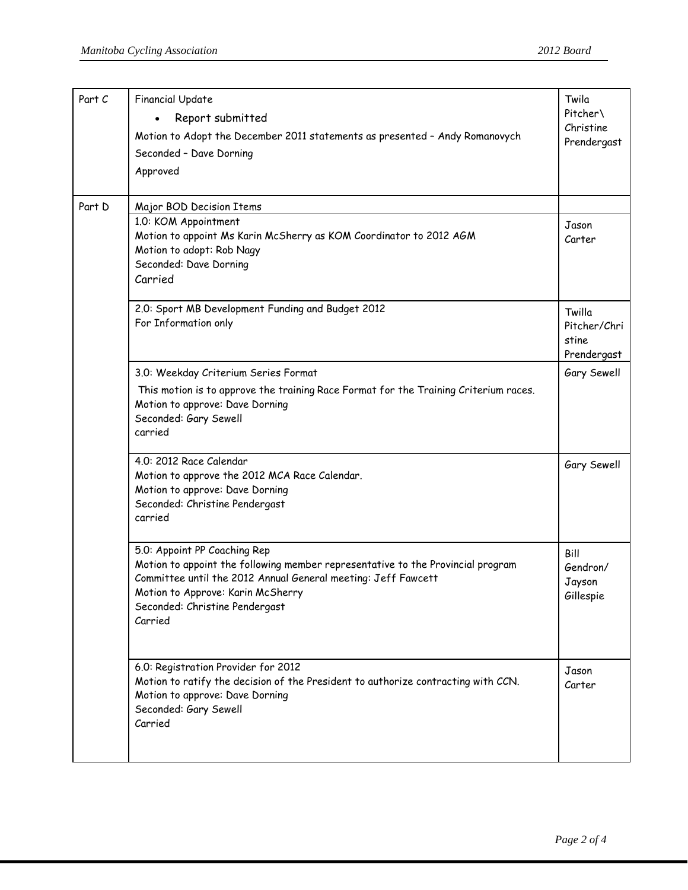| | | |
|---|---|---|
| Part C | Financial Update<br>• Report submitted<br>Motion to Adopt the December 2011 statements as presented – Andy Romanovych<br>Seconded – Dave Dorning<br>Approved | Twila Pitcher\ Christine Prendergast |
| Part D | Major BOD Decision Items | |
| | 1.0: KOM Appointment<br>Motion to appoint Ms Karin McSherry as KOM Coordinator to 2012 AGM<br>Motion to adopt: Rob Nagy<br>Seconded: Dave Dorning<br>Carried | Jason Carter |
| | 2.0: Sport MB Development Funding and Budget 2012<br>For Information only | Twilla Pitcher/Christine Prendergast |
| | 3.0: Weekday Criterium Series Format<br>This motion is to approve the training Race Format for the Training Criterium races.<br>Motion to approve: Dave Dorning<br>Seconded: Gary Sewell<br>carried | Gary Sewell |
| | 4.0: 2012 Race Calendar<br>Motion to approve the 2012 MCA Race Calendar.<br>Motion to approve: Dave Dorning<br>Seconded: Christine Pendergast<br>carried | Gary Sewell |
| | 5.0: Appoint PP Coaching Rep<br>Motion to appoint the following member representative to the Provincial program Committee until the 2012 Annual General meeting: Jeff Fawcett<br>Motion to Approve: Karin McSherry<br>Seconded: Christine Pendergast<br>Carried | Bill Gendron/ Jayson Gillespie |
| | 6.0: Registration Provider for 2012<br>Motion to ratify the decision of the President to authorize contracting with CCN.<br>Motion to approve: Dave Dorning<br>Seconded: Gary Sewell<br>Carried | Jason Carter |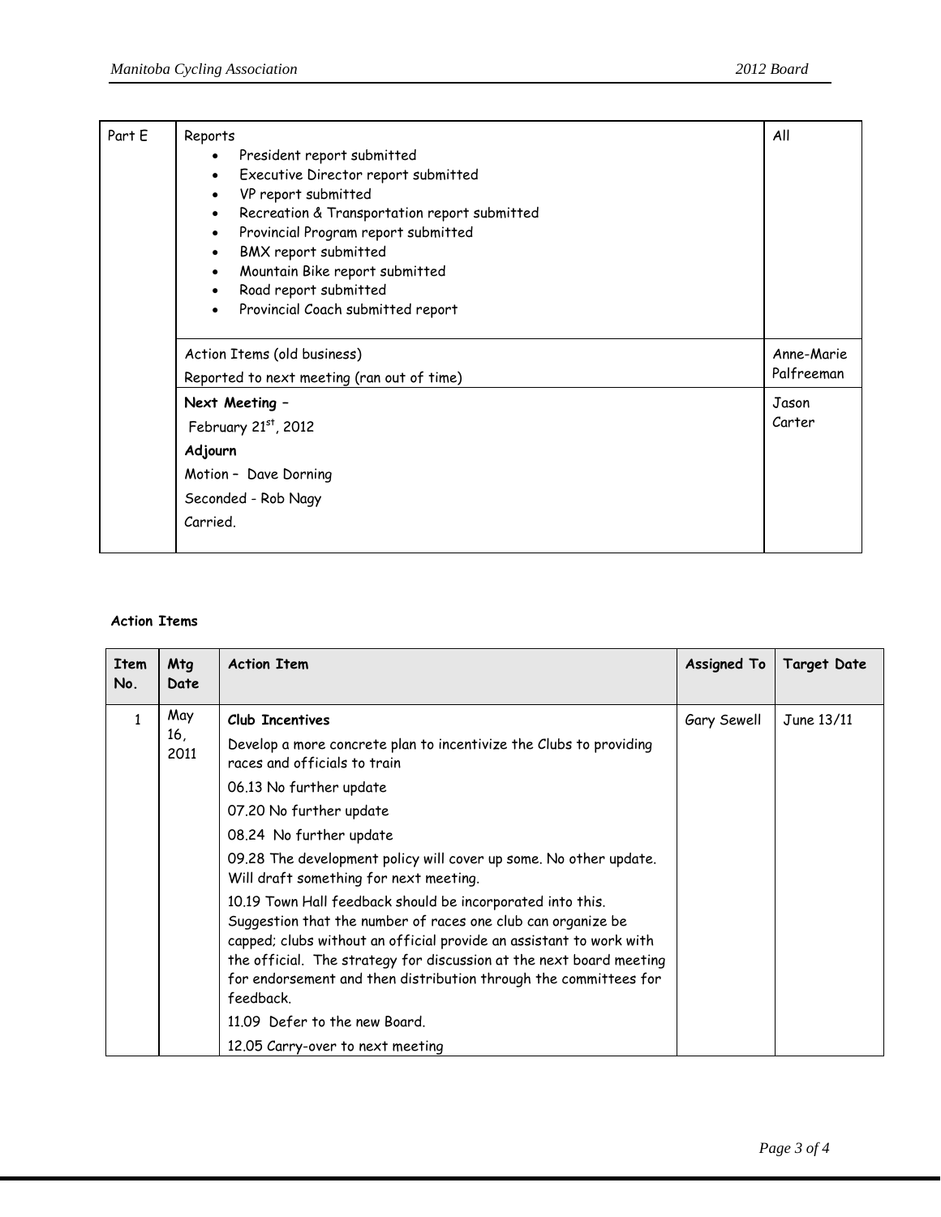| Part E | Reports<br>• President report submitted<br>• Executive Director report submitted<br>• VP report submitted<br>• Recreation & Transportation report submitted<br>• Provincial Program report submitted<br>• BMX report submitted<br>• Mountain Bike report submitted<br>• Road report submitted<br>• Provincial Coach submitted report | All |
|---|---|---|
| | Action Items (old business)<br>Reported to next meeting (ran out of time) | Anne-Marie Palfreeman |
| | **Next Meeting –**<br>February 21st, 2012<br>**Adjourn**<br>Motion – Dave Dorning<br>Seconded - Rob Nagy<br>Carried. | Jason Carter |

**Action Items**

| Item No. | Mtg Date | Action Item | Assigned To | Target Date |
|---|---|---|---|---|
| 1 | May 16, 2011 | **Club Incentives**<br>Develop a more concrete plan to incentivize the Clubs to providing races and officials to train<br>06.13 No further update<br>07.20 No further update<br>08.24 No further update<br>09.28 The development policy will cover up some. No other update. Will draft something for next meeting.<br>10.19 Town Hall feedback should be incorporated into this. Suggestion that the number of races one club can organize be capped; clubs without an official provide an assistant to work with the official. The strategy for discussion at the next board meeting for endorsement and then distribution through the committees for feedback.<br>11.09 Defer to the new Board.<br>12.05 Carry-over to next meeting | Gary Sewell | June 13/11 |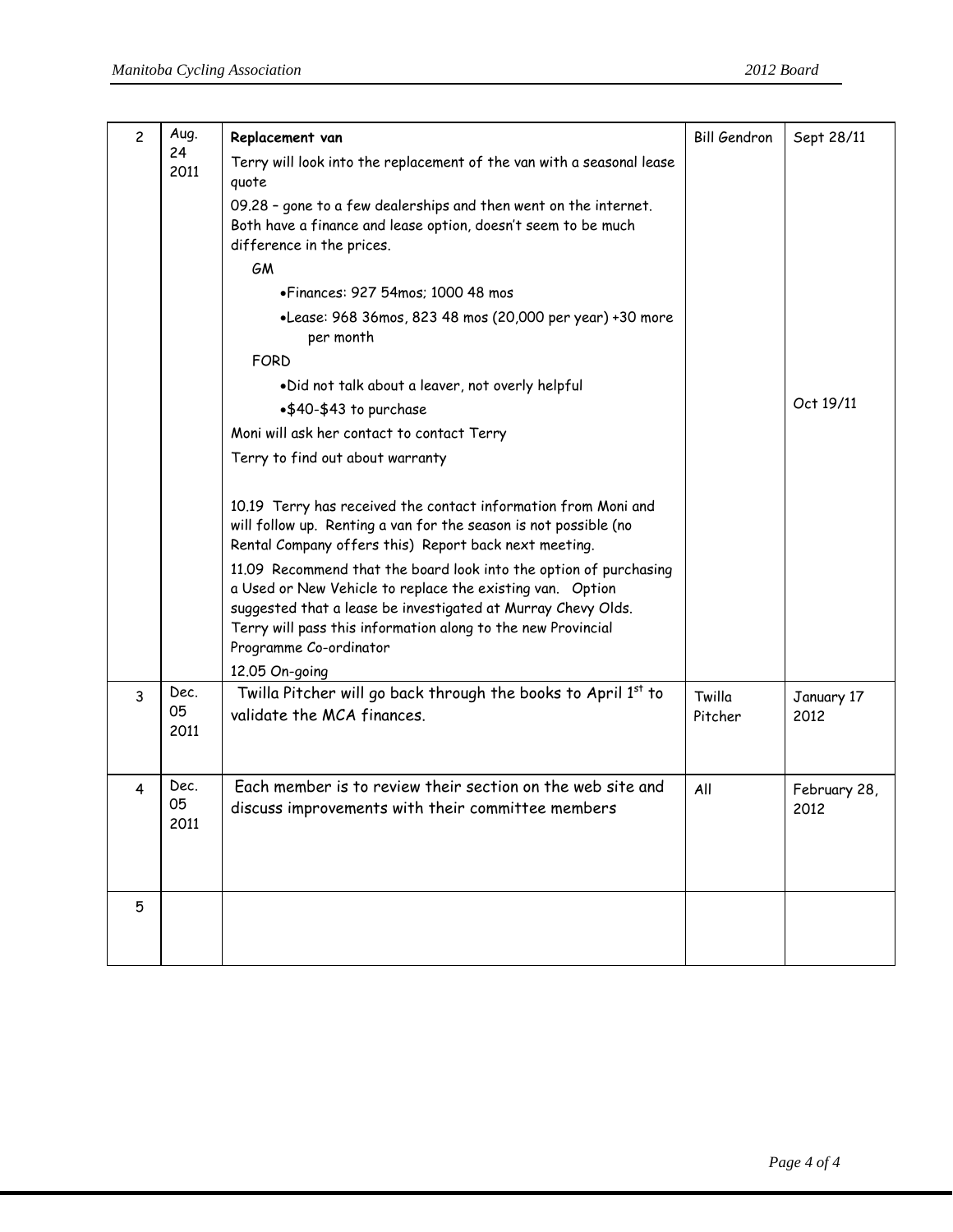| | | | | |
|---|---|---|---|---|
| 2 | Aug. 24 2011 | **Replacement van**<br>Terry will look into the replacement of the van with a seasonal lease quote<br>09.28 – gone to a few dealerships and then went on the internet. Both have a finance and lease option, doesn't seem to be much difference in the prices.<br>GM<br>• Finances: 927 54mos; 1000 48 mos<br>• Lease: 968 36mos, 823 48 mos (20,000 per year) +30 more per month<br>FORD<br>• Did not talk about a leaver, not overly helpful<br>• $40-$43 to purchase<br>Moni will ask her contact to contact Terry<br>Terry to find out about warranty<br><br>10.19 Terry has received the contact information from Moni and will follow up. Renting a van for the season is not possible (no Rental Company offers this) Report back next meeting.<br>11.09 Recommend that the board look into the option of purchasing a Used or New Vehicle to replace the existing van. Option suggested that a lease be investigated at Murray Chevy Olds. Terry will pass this information along to the new Provincial Programme Co-ordinator<br>12.05 On-going | Bill Gendron | Sept 28/11<br><br>Oct 19/11 |
| 3 | Dec. 05 2011 | Twilla Pitcher will go back through the books to April 1st to validate the MCA finances. | Twilla Pitcher | January 17 2012 |
| 4 | Dec. 05 2011 | Each member is to review their section on the web site and discuss improvements with their committee members | All | February 28, 2012 |
| 5 | | | | |